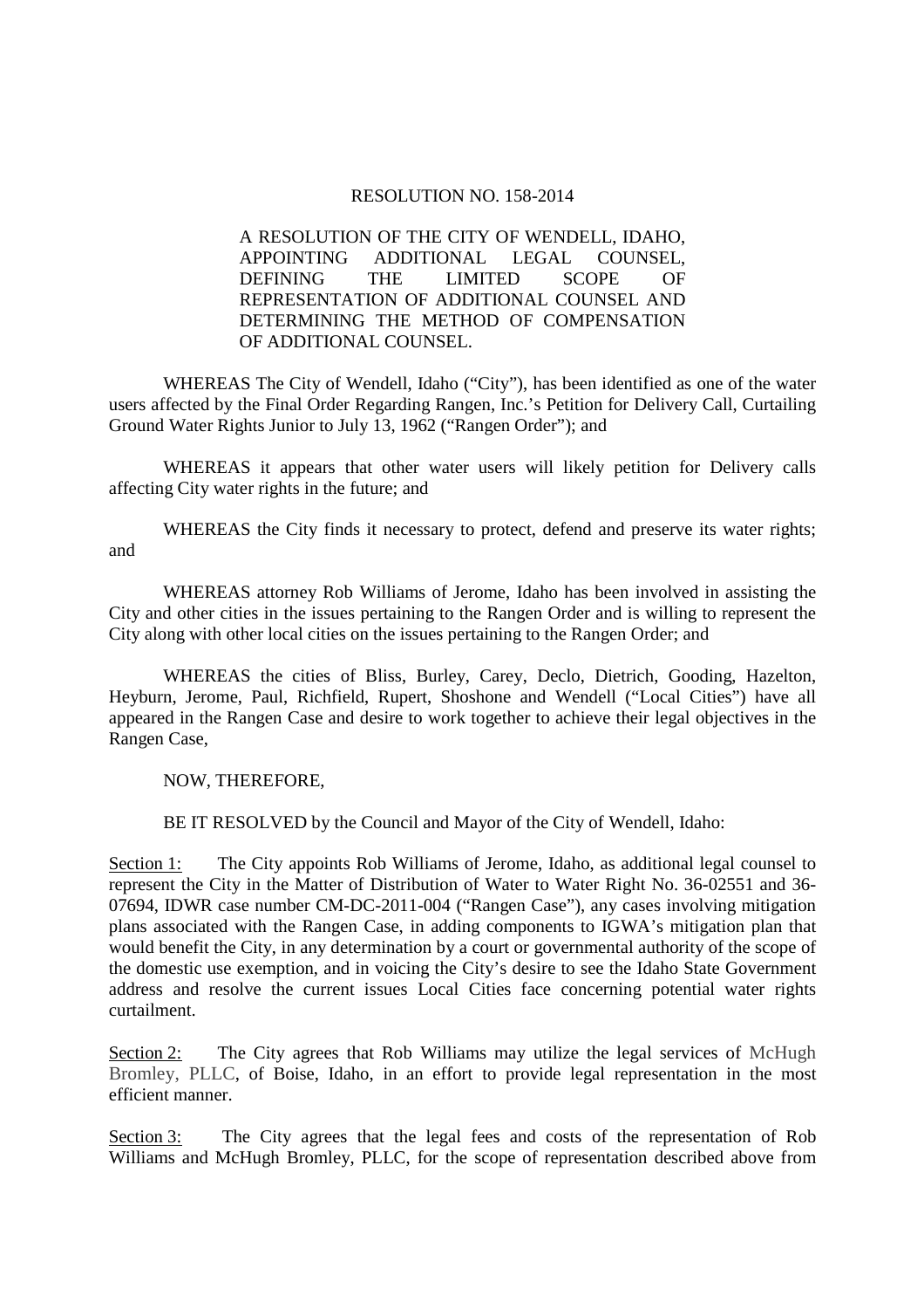RESOLUTION NO. 158-2014

A RESOLUTION OF THE CITY OF WENDELL, IDAHO, APPOINTING ADDITIONAL LEGAL COUNSEL, DEFINING THE LIMITED SCOPE OF REPRESENTATION OF ADDITIONAL COUNSEL AND DETERMINING THE METHOD OF COMPENSATION OF ADDITIONAL COUNSEL.

WHEREAS The City of Wendell, Idaho ("City"), has been identified as one of the water users affected by the Final Order Regarding Rangen, Inc.'s Petition for Delivery Call, Curtailing Ground Water Rights Junior to July 13, 1962 ("Rangen Order"); and

WHEREAS it appears that other water users will likely petition for Delivery calls affecting City water rights in the future; and

WHEREAS the City finds it necessary to protect, defend and preserve its water rights; and

WHEREAS attorney Rob Williams of Jerome, Idaho has been involved in assisting the City and other cities in the issues pertaining to the Rangen Order and is willing to represent the City along with other local cities on the issues pertaining to the Rangen Order; and

WHEREAS the cities of Bliss, Burley, Carey, Declo, Dietrich, Gooding, Hazelton, Heyburn, Jerome, Paul, Richfield, Rupert, Shoshone and Wendell ("Local Cities") have all appeared in the Rangen Case and desire to work together to achieve their legal objectives in the Rangen Case,

NOW, THEREFORE,

BE IT RESOLVED by the Council and Mayor of the City of Wendell, Idaho:

Section 1: The City appoints Rob Williams of Jerome, Idaho, as additional legal counsel to represent the City in the Matter of Distribution of Water to Water Right No. 36-02551 and 36-07694, IDWR case number CM-DC-2011-004 ("Rangen Case"), any cases involving mitigation plans associated with the Rangen Case, in adding components to IGWA's mitigation plan that would benefit the City, in any determination by a court or governmental authority of the scope of the domestic use exemption, and in voicing the City's desire to see the Idaho State Government address and resolve the current issues Local Cities face concerning potential water rights curtailment.

Section 2: The City agrees that Rob Williams may utilize the legal services of McHugh Bromley, PLLC, of Boise, Idaho, in an effort to provide legal representation in the most efficient manner.

Section 3: The City agrees that the legal fees and costs of the representation of Rob Williams and McHugh Bromley, PLLC, for the scope of representation described above from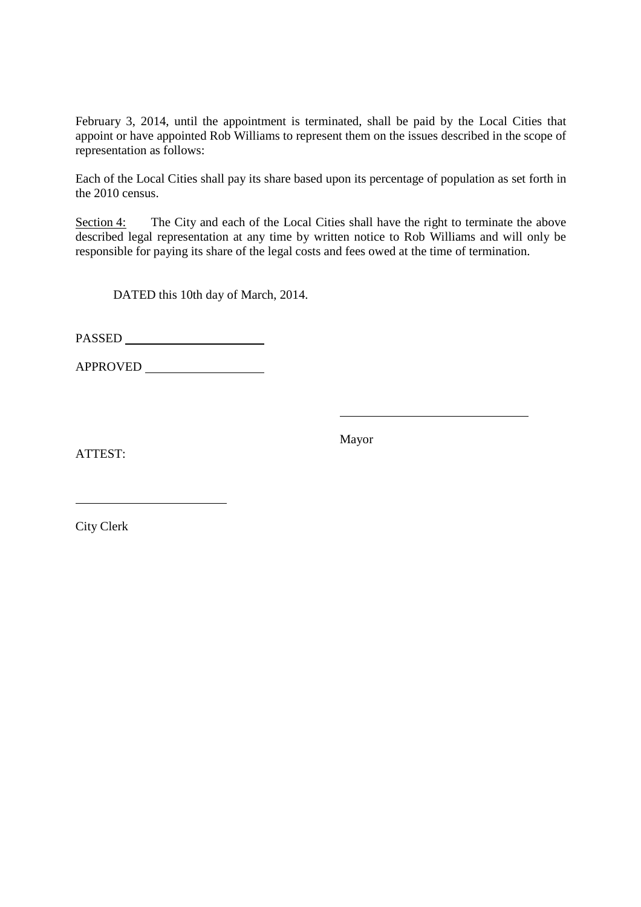February 3, 2014, until the appointment is terminated, shall be paid by the Local Cities that appoint or have appointed Rob Williams to represent them on the issues described in the scope of representation as follows:

Each of the Local Cities shall pay its share based upon its percentage of population as set forth in the 2010 census.

<u>Section 4:</u> The City and each of the Local Cities shall have the right to terminate the above described legal representation at any time by written notice to Rob Williams and will only be responsible for paying its share of the legal costs and fees owed at the time of termination.

DATED this 10th day of March, 2014.

PASSED ______________________

APPROVED __________________

______________________________

Mayor

ATTEST:

________________________

City Clerk